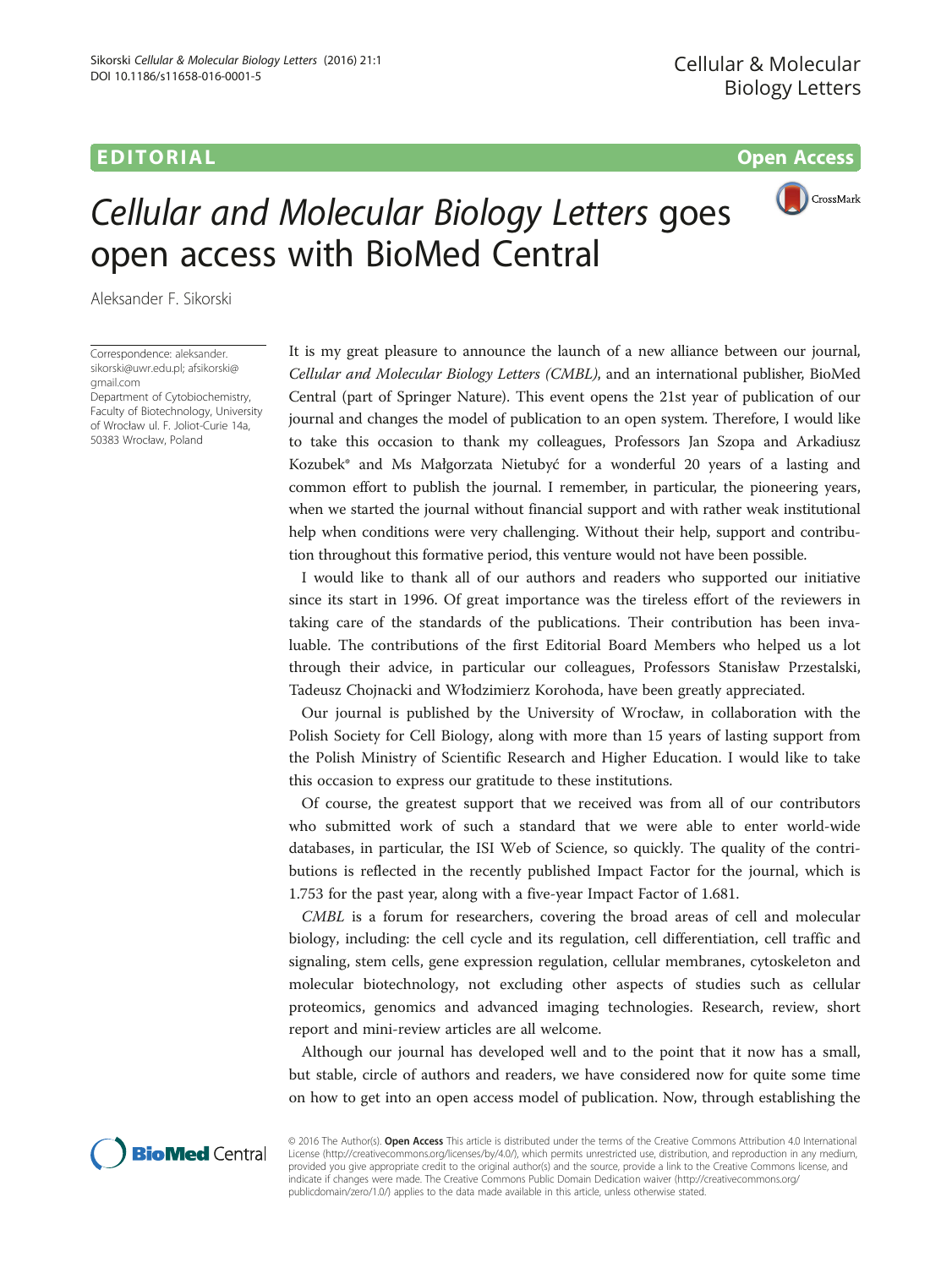EDITORIAL

Open Access

# *Cellular and Molecular Biology Letters* goes open access with BioMed Central

Aleksander F. Sikorski

Correspondence: aleksander.sikorski@uwr.edu.pl; afsikorski@gmail.com
Department of Cytobiochemistry, Faculty of Biotechnology, University of Wrocław ul. F. Joliot-Curie 14a, 50383 Wrocław, Poland

It is my great pleasure to announce the launch of a new alliance between our journal, *Cellular and Molecular Biology Letters (CMBL)*, and an international publisher, BioMed Central (part of Springer Nature). This event opens the 21st year of publication of our journal and changes the model of publication to an open system. Therefore, I would like to take this occasion to thank my colleagues, Professors Jan Szopa and Arkadiusz Kozubek* and Ms Małgorzata Nietubyć for a wonderful 20 years of a lasting and common effort to publish the journal. I remember, in particular, the pioneering years, when we started the journal without financial support and with rather weak institutional help when conditions were very challenging. Without their help, support and contribution throughout this formative period, this venture would not have been possible.

I would like to thank all of our authors and readers who supported our initiative since its start in 1996. Of great importance was the tireless effort of the reviewers in taking care of the standards of the publications. Their contribution has been invaluable. The contributions of the first Editorial Board Members who helped us a lot through their advice, in particular our colleagues, Professors Stanisław Przestalski, Tadeusz Chojnacki and Włodzimierz Korohoda, have been greatly appreciated.

Our journal is published by the University of Wrocław, in collaboration with the Polish Society for Cell Biology, along with more than 15 years of lasting support from the Polish Ministry of Scientific Research and Higher Education. I would like to take this occasion to express our gratitude to these institutions.

Of course, the greatest support that we received was from all of our contributors who submitted work of such a standard that we were able to enter world-wide databases, in particular, the ISI Web of Science, so quickly. The quality of the contributions is reflected in the recently published Impact Factor for the journal, which is 1.753 for the past year, along with a five-year Impact Factor of 1.681.

*CMBL* is a forum for researchers, covering the broad areas of cell and molecular biology, including: the cell cycle and its regulation, cell differentiation, cell traffic and signaling, stem cells, gene expression regulation, cellular membranes, cytoskeleton and molecular biotechnology, not excluding other aspects of studies such as cellular proteomics, genomics and advanced imaging technologies. Research, review, short report and mini-review articles are all welcome.

Although our journal has developed well and to the point that it now has a small, but stable, circle of authors and readers, we have considered now for quite some time on how to get into an open access model of publication. Now, through establishing the

© 2016 The Author(s). **Open Access** This article is distributed under the terms of the Creative Commons Attribution 4.0 International License (http://creativecommons.org/licenses/by/4.0/), which permits unrestricted use, distribution, and reproduction in any medium, provided you give appropriate credit to the original author(s) and the source, provide a link to the Creative Commons license, and indicate if changes were made. The Creative Commons Public Domain Dedication waiver (http://creativecommons.org/publicdomain/zero/1.0/) applies to the data made available in this article, unless otherwise stated.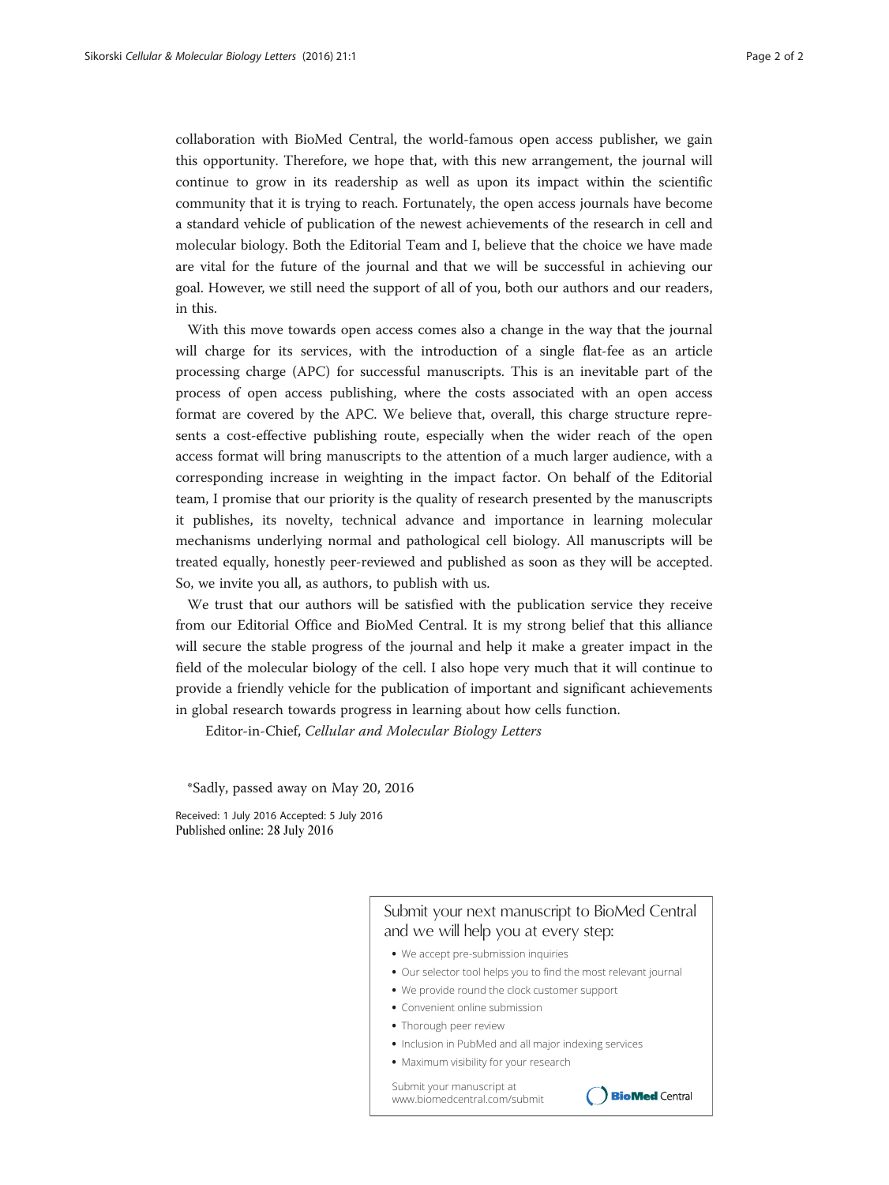collaboration with BioMed Central, the world-famous open access publisher, we gain this opportunity. Therefore, we hope that, with this new arrangement, the journal will continue to grow in its readership as well as upon its impact within the scientific community that it is trying to reach. Fortunately, the open access journals have become a standard vehicle of publication of the newest achievements of the research in cell and molecular biology. Both the Editorial Team and I, believe that the choice we have made are vital for the future of the journal and that we will be successful in achieving our goal. However, we still need the support of all of you, both our authors and our readers, in this.

With this move towards open access comes also a change in the way that the journal will charge for its services, with the introduction of a single flat-fee as an article processing charge (APC) for successful manuscripts. This is an inevitable part of the process of open access publishing, where the costs associated with an open access format are covered by the APC. We believe that, overall, this charge structure represents a cost-effective publishing route, especially when the wider reach of the open access format will bring manuscripts to the attention of a much larger audience, with a corresponding increase in weighting in the impact factor. On behalf of the Editorial team, I promise that our priority is the quality of research presented by the manuscripts it publishes, its novelty, technical advance and importance in learning molecular mechanisms underlying normal and pathological cell biology. All manuscripts will be treated equally, honestly peer-reviewed and published as soon as they will be accepted. So, we invite you all, as authors, to publish with us.

We trust that our authors will be satisfied with the publication service they receive from our Editorial Office and BioMed Central. It is my strong belief that this alliance will secure the stable progress of the journal and help it make a greater impact in the field of the molecular biology of the cell. I also hope very much that it will continue to provide a friendly vehicle for the publication of important and significant achievements in global research towards progress in learning about how cells function.

Editor-in-Chief, *Cellular and Molecular Biology Letters*

*Sadly, passed away on May 20, 2016

Received: 1 July 2016 Accepted: 5 July 2016
Published online: 28 July 2016

Submit your next manuscript to BioMed Central and we will help you at every step:

- We accept pre-submission inquiries
- Our selector tool helps you to find the most relevant journal
- We provide round the clock customer support
- Convenient online submission
- Thorough peer review
- Inclusion in PubMed and all major indexing services
- Maximum visibility for your research

Submit your manuscript at www.biomedcentral.com/submit

BioMed Central